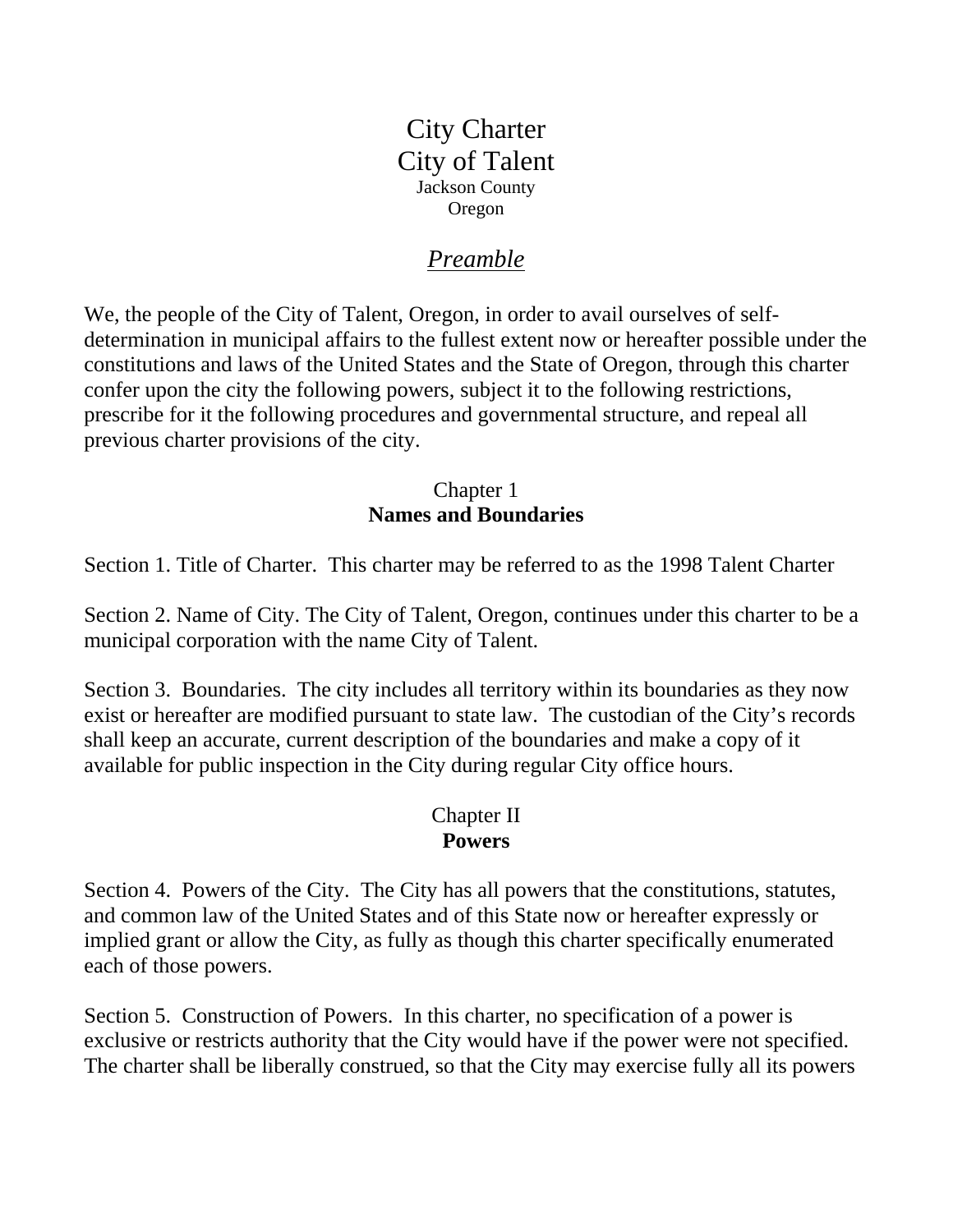# City Charter
# City of Talent

Jackson County
Oregon

## *Preamble*

We, the people of the City of Talent, Oregon, in order to avail ourselves of self-determination in municipal affairs to the fullest extent now or hereafter possible under the constitutions and laws of the United States and the State of Oregon, through this charter confer upon the city the following powers, subject it to the following restrictions, prescribe for it the following procedures and governmental structure, and repeal all previous charter provisions of the city.

## Chapter 1
## **Names and Boundaries**

Section 1. Title of Charter. This charter may be referred to as the 1998 Talent Charter

Section 2. Name of City. The City of Talent, Oregon, continues under this charter to be a municipal corporation with the name City of Talent.

Section 3. Boundaries. The city includes all territory within its boundaries as they now exist or hereafter are modified pursuant to state law. The custodian of the City's records shall keep an accurate, current description of the boundaries and make a copy of it available for public inspection in the City during regular City office hours.

## Chapter II
## **Powers**

Section 4. Powers of the City. The City has all powers that the constitutions, statutes, and common law of the United States and of this State now or hereafter expressly or implied grant or allow the City, as fully as though this charter specifically enumerated each of those powers.

Section 5. Construction of Powers. In this charter, no specification of a power is exclusive or restricts authority that the City would have if the power were not specified. The charter shall be liberally construed, so that the City may exercise fully all its powers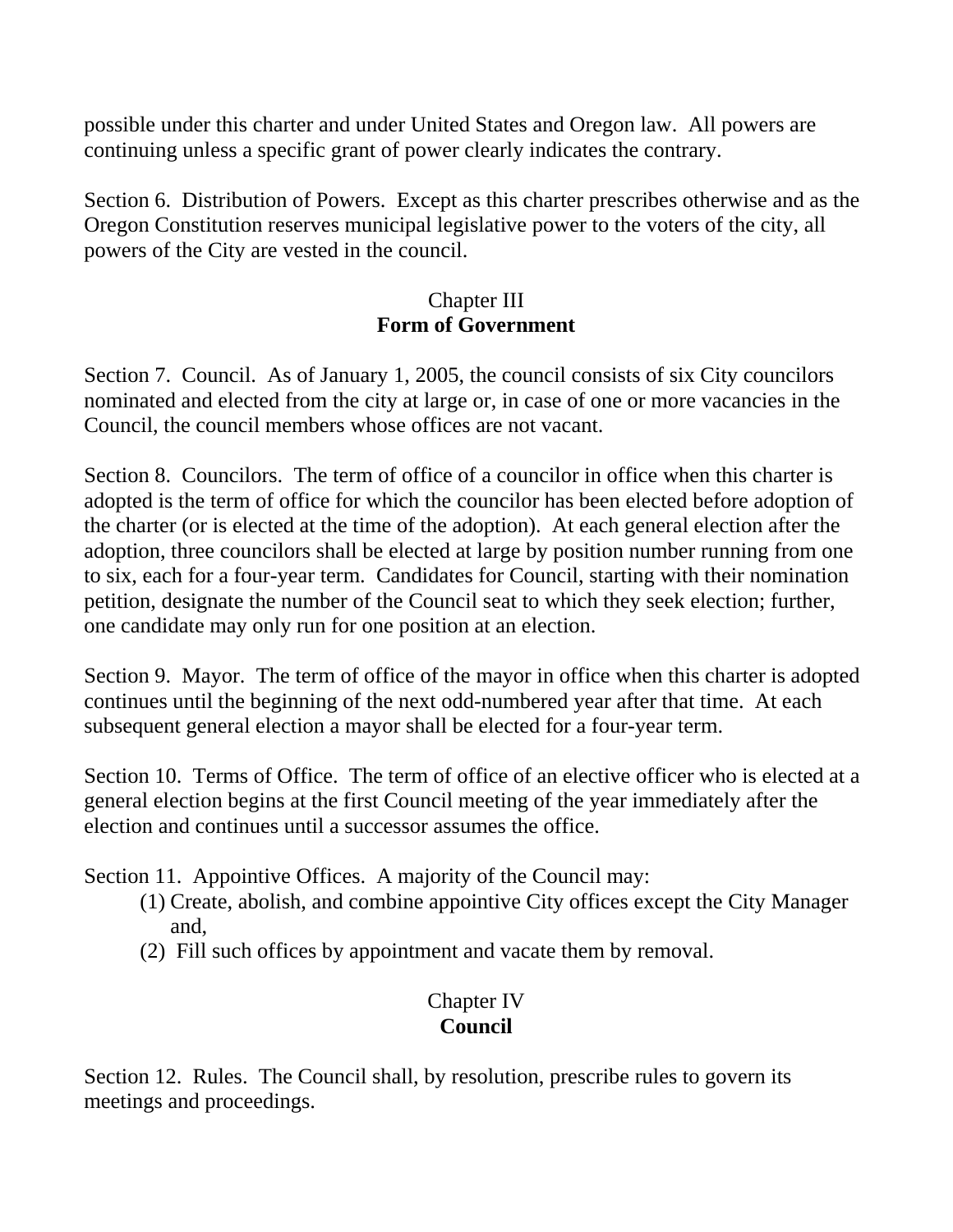possible under this charter and under United States and Oregon law.  All powers are continuing unless a specific grant of power clearly indicates the contrary.

Section 6.  Distribution of Powers.  Except as this charter prescribes otherwise and as the Oregon Constitution reserves municipal legislative power to the voters of the city, all powers of the City are vested in the council.

## Chapter III
## **Form of Government**

Section 7.  Council.  As of January 1, 2005, the council consists of six City councilors nominated and elected from the city at large or, in case of one or more vacancies in the Council, the council members whose offices are not vacant.

Section 8.  Councilors.  The term of office of a councilor in office when this charter is adopted is the term of office for which the councilor has been elected before adoption of the charter (or is elected at the time of the adoption).  At each general election after the adoption, three councilors shall be elected at large by position number running from one to six, each for a four-year term.  Candidates for Council, starting with their nomination petition, designate the number of the Council seat to which they seek election; further, one candidate may only run for one position at an election.

Section 9.  Mayor.  The term of office of the mayor in office when this charter is adopted continues until the beginning of the next odd-numbered year after that time.  At each subsequent general election a mayor shall be elected for a four-year term.

Section 10.  Terms of Office.  The term of office of an elective officer who is elected at a general election begins at the first Council meeting of the year immediately after the election and continues until a successor assumes the office.

Section 11.  Appointive Offices.  A majority of the Council may:

(1) Create, abolish, and combine appointive City offices except the City Manager and,

(2) Fill such offices by appointment and vacate them by removal.

## Chapter IV
## **Council**

Section 12.  Rules.  The Council shall, by resolution, prescribe rules to govern its meetings and proceedings.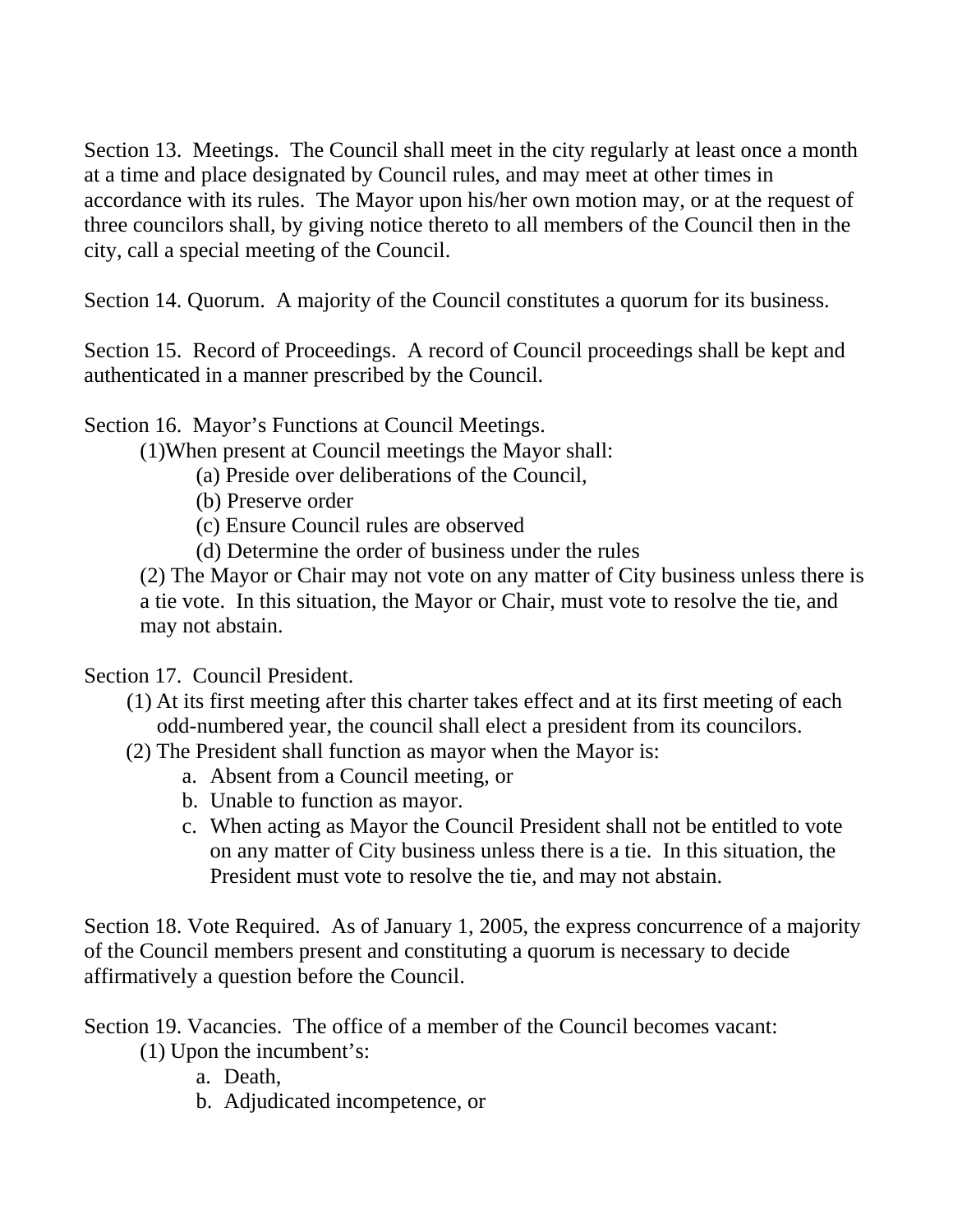Section 13. Meetings. The Council shall meet in the city regularly at least once a month at a time and place designated by Council rules, and may meet at other times in accordance with its rules. The Mayor upon his/her own motion may, or at the request of three councilors shall, by giving notice thereto to all members of the Council then in the city, call a special meeting of the Council.

Section 14. Quorum. A majority of the Council constitutes a quorum for its business.

Section 15. Record of Proceedings. A record of Council proceedings shall be kept and authenticated in a manner prescribed by the Council.

Section 16. Mayor's Functions at Council Meetings.

(1)When present at Council meetings the Mayor shall:

(a) Preside over deliberations of the Council,
(b) Preserve order
(c) Ensure Council rules are observed
(d) Determine the order of business under the rules

(2) The Mayor or Chair may not vote on any matter of City business unless there is a tie vote. In this situation, the Mayor or Chair, must vote to resolve the tie, and may not abstain.

Section 17. Council President.

(1) At its first meeting after this charter takes effect and at its first meeting of each odd-numbered year, the council shall elect a president from its councilors.
(2) The President shall function as mayor when the Mayor is:
   a. Absent from a Council meeting, or
   b. Unable to function as mayor.
   c. When acting as Mayor the Council President shall not be entitled to vote on any matter of City business unless there is a tie. In this situation, the President must vote to resolve the tie, and may not abstain.

Section 18. Vote Required. As of January 1, 2005, the express concurrence of a majority of the Council members present and constituting a quorum is necessary to decide affirmatively a question before the Council.

Section 19. Vacancies. The office of a member of the Council becomes vacant:

(1) Upon the incumbent's:
   a. Death,
   b. Adjudicated incompetence, or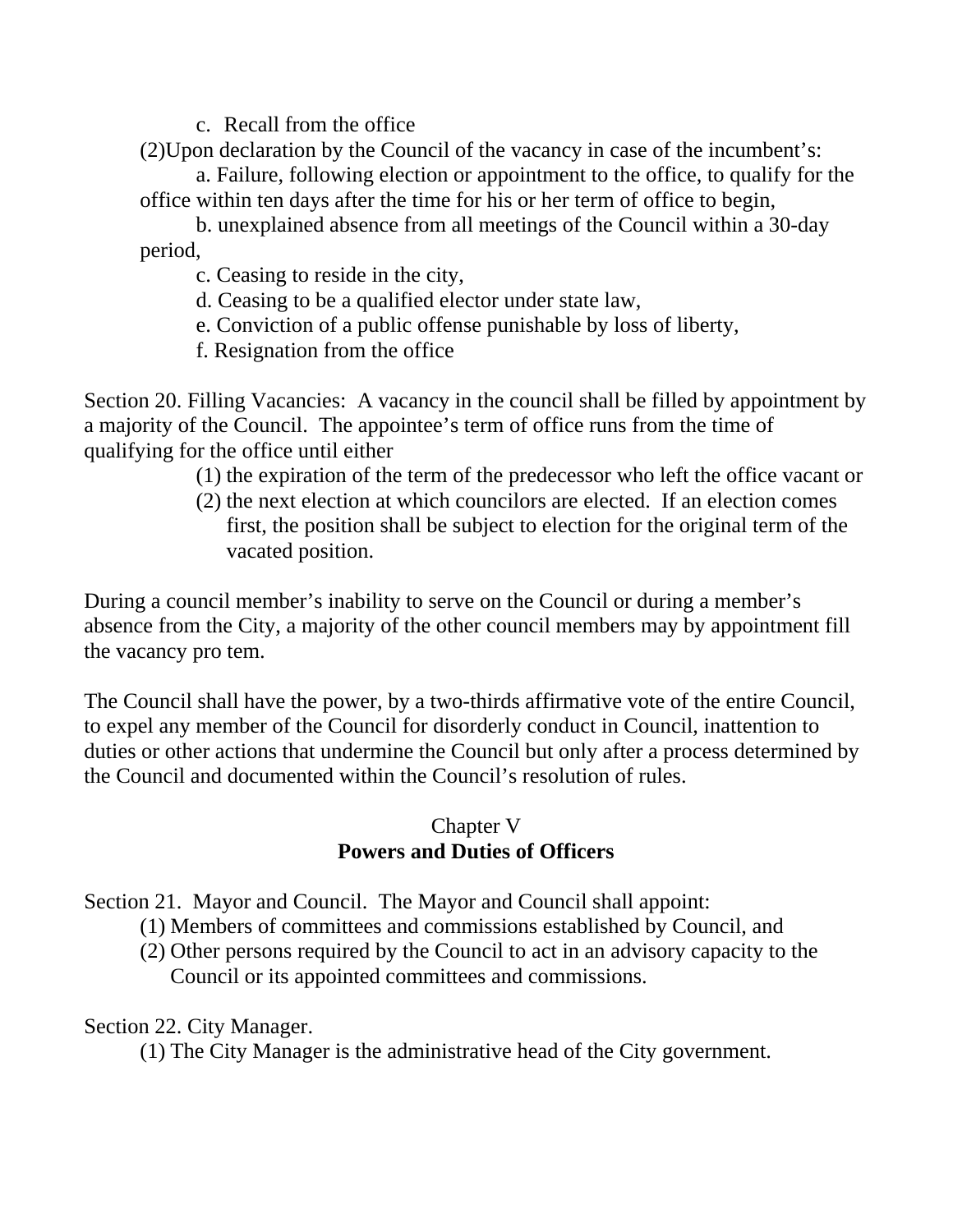c. Recall from the office

(2)Upon declaration by the Council of the vacancy in case of the incumbent's:

a. Failure, following election or appointment to the office, to qualify for the office within ten days after the time for his or her term of office to begin,

b. unexplained absence from all meetings of the Council within a 30-day period,

c. Ceasing to reside in the city,

d. Ceasing to be a qualified elector under state law,

e. Conviction of a public offense punishable by loss of liberty,

f. Resignation from the office

Section 20. Filling Vacancies: A vacancy in the council shall be filled by appointment by a majority of the Council. The appointee's term of office runs from the time of qualifying for the office until either

(1) the expiration of the term of the predecessor who left the office vacant or
(2) the next election at which councilors are elected. If an election comes first, the position shall be subject to election for the original term of the vacated position.

During a council member's inability to serve on the Council or during a member's absence from the City, a majority of the other council members may by appointment fill the vacancy pro tem.

The Council shall have the power, by a two-thirds affirmative vote of the entire Council, to expel any member of the Council for disorderly conduct in Council, inattention to duties or other actions that undermine the Council but only after a process determined by the Council and documented within the Council's resolution of rules.

## Chapter V
## **Powers and Duties of Officers**

Section 21. Mayor and Council. The Mayor and Council shall appoint:

(1) Members of committees and commissions established by Council, and
(2) Other persons required by the Council to act in an advisory capacity to the Council or its appointed committees and commissions.

Section 22. City Manager.

(1) The City Manager is the administrative head of the City government.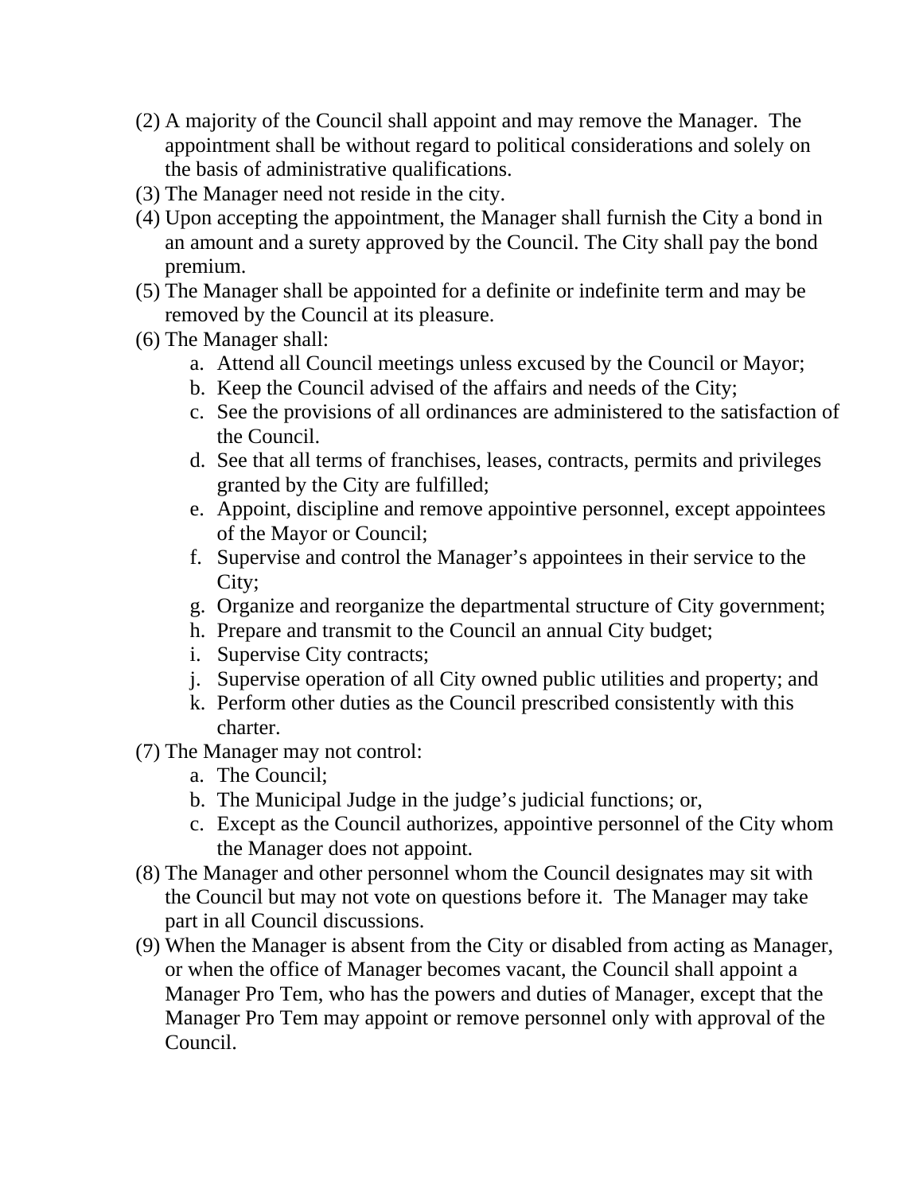(2) A majority of the Council shall appoint and may remove the Manager. The appointment shall be without regard to political considerations and solely on the basis of administrative qualifications.

(3) The Manager need not reside in the city.

(4) Upon accepting the appointment, the Manager shall furnish the City a bond in an amount and a surety approved by the Council. The City shall pay the bond premium.

(5) The Manager shall be appointed for a definite or indefinite term and may be removed by the Council at its pleasure.

(6) The Manager shall:

   a. Attend all Council meetings unless excused by the Council or Mayor;
   b. Keep the Council advised of the affairs and needs of the City;
   c. See the provisions of all ordinances are administered to the satisfaction of the Council.
   d. See that all terms of franchises, leases, contracts, permits and privileges granted by the City are fulfilled;
   e. Appoint, discipline and remove appointive personnel, except appointees of the Mayor or Council;
   f. Supervise and control the Manager's appointees in their service to the City;
   g. Organize and reorganize the departmental structure of City government;
   h. Prepare and transmit to the Council an annual City budget;
   i. Supervise City contracts;
   j. Supervise operation of all City owned public utilities and property; and
   k. Perform other duties as the Council prescribed consistently with this charter.

(7) The Manager may not control:

   a. The Council;
   b. The Municipal Judge in the judge's judicial functions; or,
   c. Except as the Council authorizes, appointive personnel of the City whom the Manager does not appoint.

(8) The Manager and other personnel whom the Council designates may sit with the Council but may not vote on questions before it. The Manager may take part in all Council discussions.

(9) When the Manager is absent from the City or disabled from acting as Manager, or when the office of Manager becomes vacant, the Council shall appoint a Manager Pro Tem, who has the powers and duties of Manager, except that the Manager Pro Tem may appoint or remove personnel only with approval of the Council.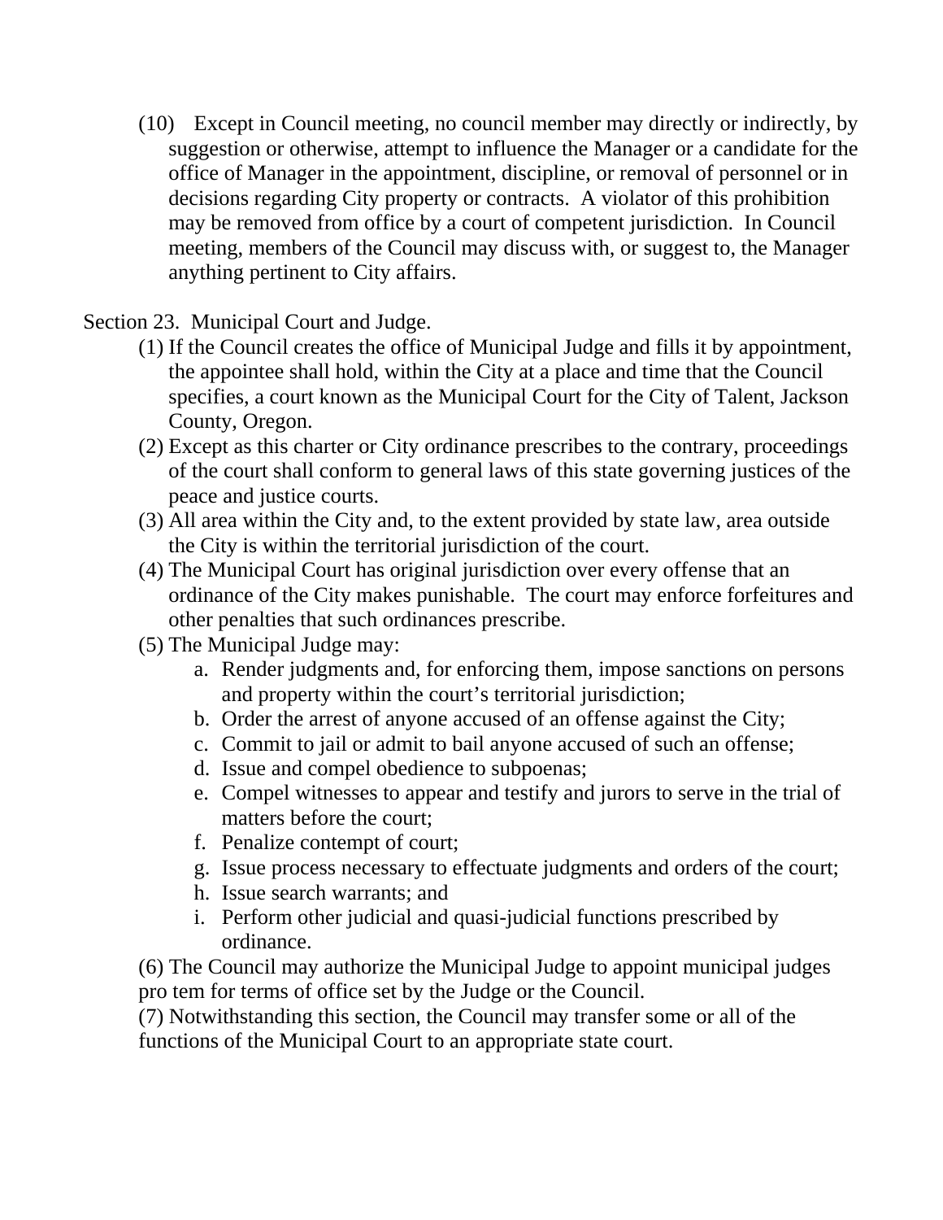(10) Except in Council meeting, no council member may directly or indirectly, by suggestion or otherwise, attempt to influence the Manager or a candidate for the office of Manager in the appointment, discipline, or removal of personnel or in decisions regarding City property or contracts. A violator of this prohibition may be removed from office by a court of competent jurisdiction. In Council meeting, members of the Council may discuss with, or suggest to, the Manager anything pertinent to City affairs.

Section 23. Municipal Court and Judge.

(1) If the Council creates the office of Municipal Judge and fills it by appointment, the appointee shall hold, within the City at a place and time that the Council specifies, a court known as the Municipal Court for the City of Talent, Jackson County, Oregon.

(2) Except as this charter or City ordinance prescribes to the contrary, proceedings of the court shall conform to general laws of this state governing justices of the peace and justice courts.

(3) All area within the City and, to the extent provided by state law, area outside the City is within the territorial jurisdiction of the court.

(4) The Municipal Court has original jurisdiction over every offense that an ordinance of the City makes punishable. The court may enforce forfeitures and other penalties that such ordinances prescribe.

(5) The Municipal Judge may:

a. Render judgments and, for enforcing them, impose sanctions on persons and property within the court's territorial jurisdiction;
b. Order the arrest of anyone accused of an offense against the City;
c. Commit to jail or admit to bail anyone accused of such an offense;
d. Issue and compel obedience to subpoenas;
e. Compel witnesses to appear and testify and jurors to serve in the trial of matters before the court;
f. Penalize contempt of court;
g. Issue process necessary to effectuate judgments and orders of the court;
h. Issue search warrants; and
i. Perform other judicial and quasi-judicial functions prescribed by ordinance.

(6) The Council may authorize the Municipal Judge to appoint municipal judges pro tem for terms of office set by the Judge or the Council.

(7) Notwithstanding this section, the Council may transfer some or all of the functions of the Municipal Court to an appropriate state court.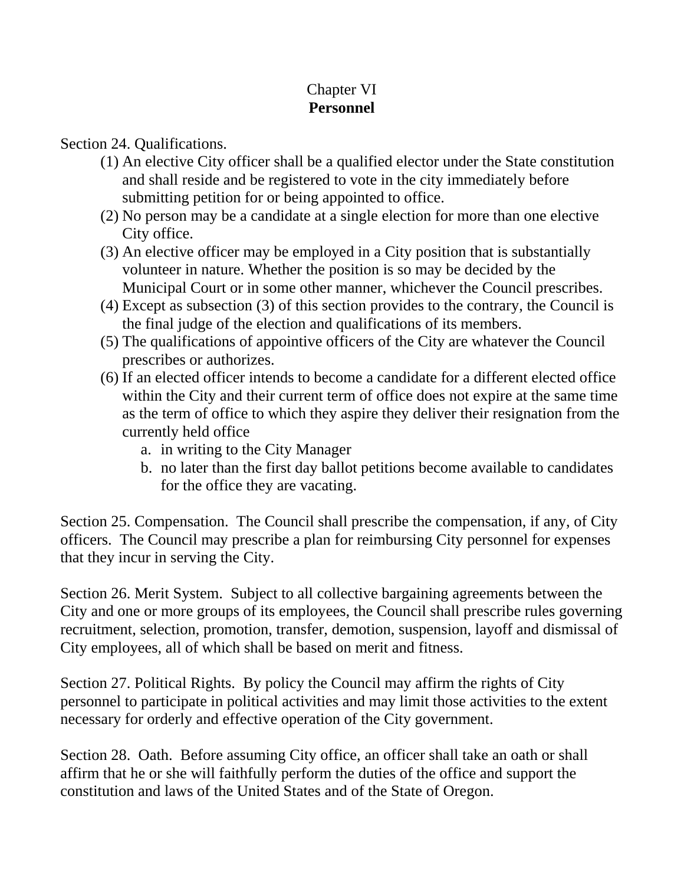Chapter VI

## Personnel

Section 24. Qualifications.

1. (1) An elective City officer shall be a qualified elector under the State constitution and shall reside and be registered to vote in the city immediately before submitting petition for or being appointed to office.
2. (2) No person may be a candidate at a single election for more than one elective City office.
3. (3) An elective officer may be employed in a City position that is substantially volunteer in nature. Whether the position is so may be decided by the Municipal Court or in some other manner, whichever the Council prescribes.
4. (4) Except as subsection (3) of this section provides to the contrary, the Council is the final judge of the election and qualifications of its members.
5. (5) The qualifications of appointive officers of the City are whatever the Council prescribes or authorizes.
6. (6) If an elected officer intends to become a candidate for a different elected office within the City and their current term of office does not expire at the same time as the term of office to which they aspire they deliver their resignation from the currently held office
   a. in writing to the City Manager
   b. no later than the first day ballot petitions become available to candidates for the office they are vacating.

Section 25. Compensation. The Council shall prescribe the compensation, if any, of City officers. The Council may prescribe a plan for reimbursing City personnel for expenses that they incur in serving the City.

Section 26. Merit System. Subject to all collective bargaining agreements between the City and one or more groups of its employees, the Council shall prescribe rules governing recruitment, selection, promotion, transfer, demotion, suspension, layoff and dismissal of City employees, all of which shall be based on merit and fitness.

Section 27. Political Rights. By policy the Council may affirm the rights of City personnel to participate in political activities and may limit those activities to the extent necessary for orderly and effective operation of the City government.

Section 28. Oath. Before assuming City office, an officer shall take an oath or shall affirm that he or she will faithfully perform the duties of the office and support the constitution and laws of the United States and of the State of Oregon.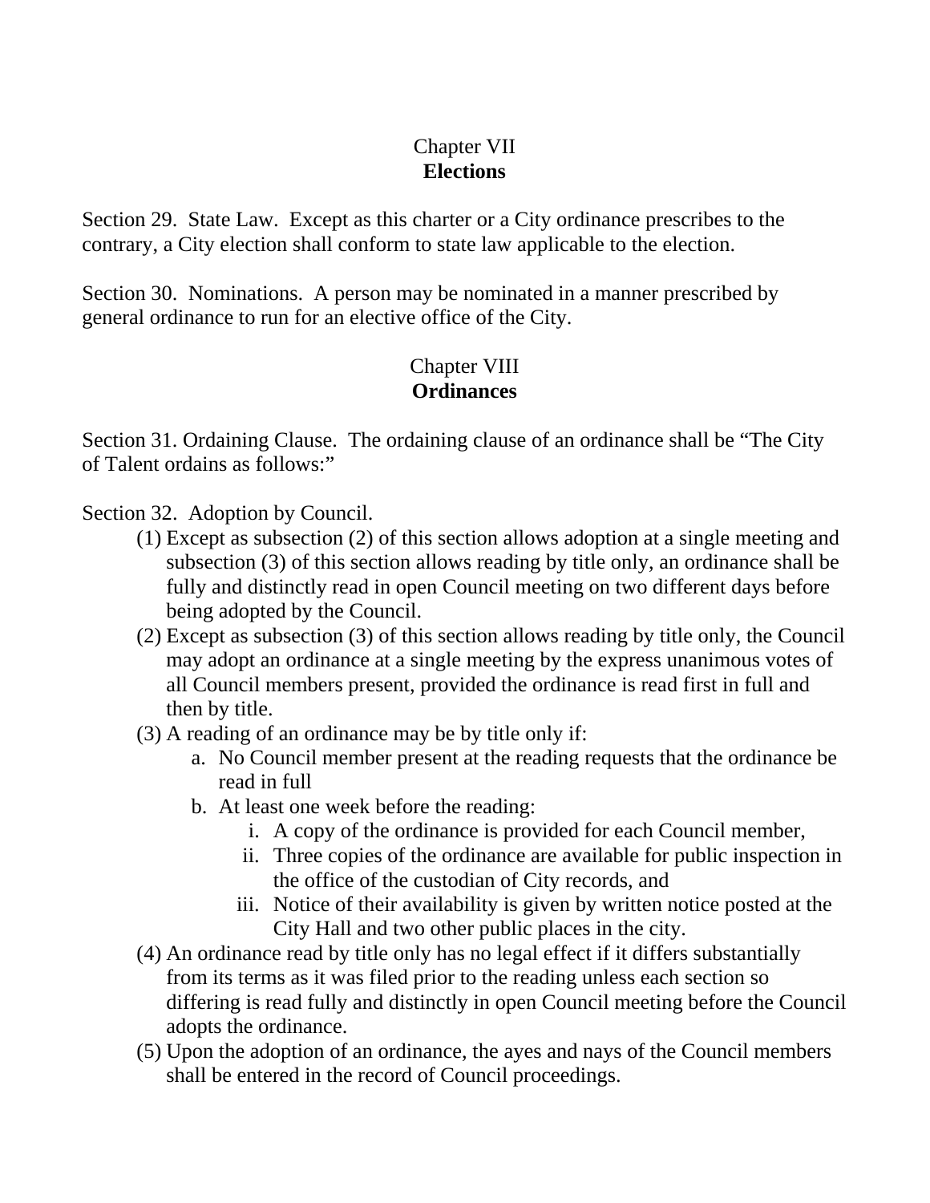## Chapter VII
## **Elections**

Section 29. State Law. Except as this charter or a City ordinance prescribes to the contrary, a City election shall conform to state law applicable to the election.

Section 30. Nominations. A person may be nominated in a manner prescribed by general ordinance to run for an elective office of the City.

## Chapter VIII
## **Ordinances**

Section 31. Ordaining Clause. The ordaining clause of an ordinance shall be "The City of Talent ordains as follows:"

Section 32. Adoption by Council.

(1) Except as subsection (2) of this section allows adoption at a single meeting and subsection (3) of this section allows reading by title only, an ordinance shall be fully and distinctly read in open Council meeting on two different days before being adopted by the Council.

(2) Except as subsection (3) of this section allows reading by title only, the Council may adopt an ordinance at a single meeting by the express unanimous votes of all Council members present, provided the ordinance is read first in full and then by title.

(3) A reading of an ordinance may be by title only if:

   a. No Council member present at the reading requests that the ordinance be read in full

   b. At least one week before the reading:

      i. A copy of the ordinance is provided for each Council member,

      ii. Three copies of the ordinance are available for public inspection in the office of the custodian of City records, and

      iii. Notice of their availability is given by written notice posted at the City Hall and two other public places in the city.

(4) An ordinance read by title only has no legal effect if it differs substantially from its terms as it was filed prior to the reading unless each section so differing is read fully and distinctly in open Council meeting before the Council adopts the ordinance.

(5) Upon the adoption of an ordinance, the ayes and nays of the Council members shall be entered in the record of Council proceedings.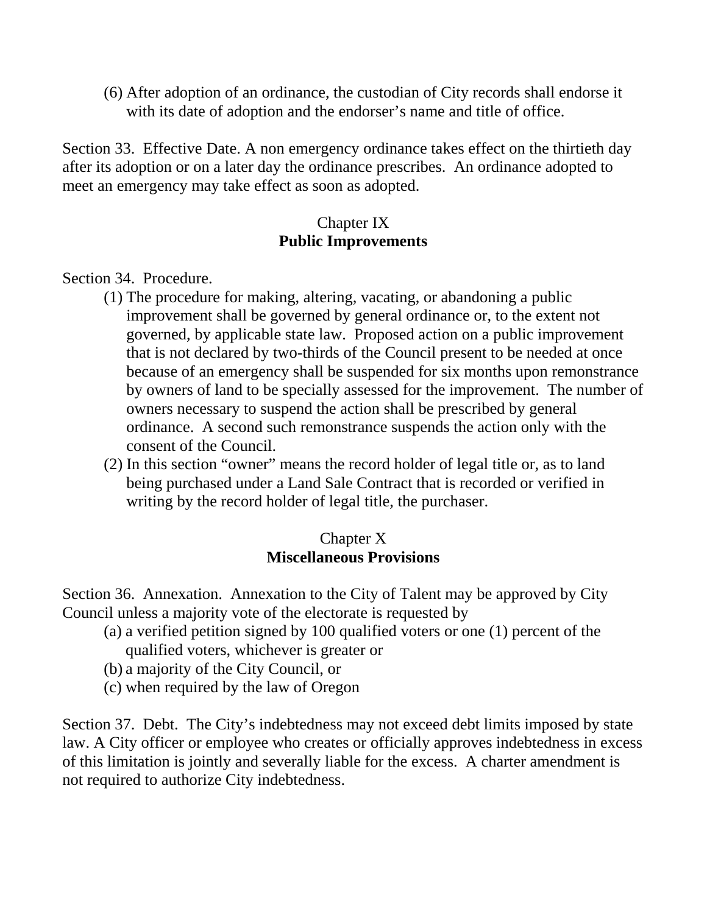(6) After adoption of an ordinance, the custodian of City records shall endorse it with its date of adoption and the endorser's name and title of office.

Section 33. Effective Date. A non emergency ordinance takes effect on the thirtieth day after its adoption or on a later day the ordinance prescribes. An ordinance adopted to meet an emergency may take effect as soon as adopted.

## Chapter IX
## **Public Improvements**

Section 34. Procedure.

(1) The procedure for making, altering, vacating, or abandoning a public improvement shall be governed by general ordinance or, to the extent not governed, by applicable state law. Proposed action on a public improvement that is not declared by two-thirds of the Council present to be needed at once because of an emergency shall be suspended for six months upon remonstrance by owners of land to be specially assessed for the improvement. The number of owners necessary to suspend the action shall be prescribed by general ordinance. A second such remonstrance suspends the action only with the consent of the Council.

(2) In this section "owner" means the record holder of legal title or, as to land being purchased under a Land Sale Contract that is recorded or verified in writing by the record holder of legal title, the purchaser.

## Chapter X
## **Miscellaneous Provisions**

Section 36. Annexation. Annexation to the City of Talent may be approved by City Council unless a majority vote of the electorate is requested by

(a) a verified petition signed by 100 qualified voters or one (1) percent of the qualified voters, whichever is greater or

(b) a majority of the City Council, or

(c) when required by the law of Oregon

Section 37. Debt. The City's indebtedness may not exceed debt limits imposed by state law. A City officer or employee who creates or officially approves indebtedness in excess of this limitation is jointly and severally liable for the excess. A charter amendment is not required to authorize City indebtedness.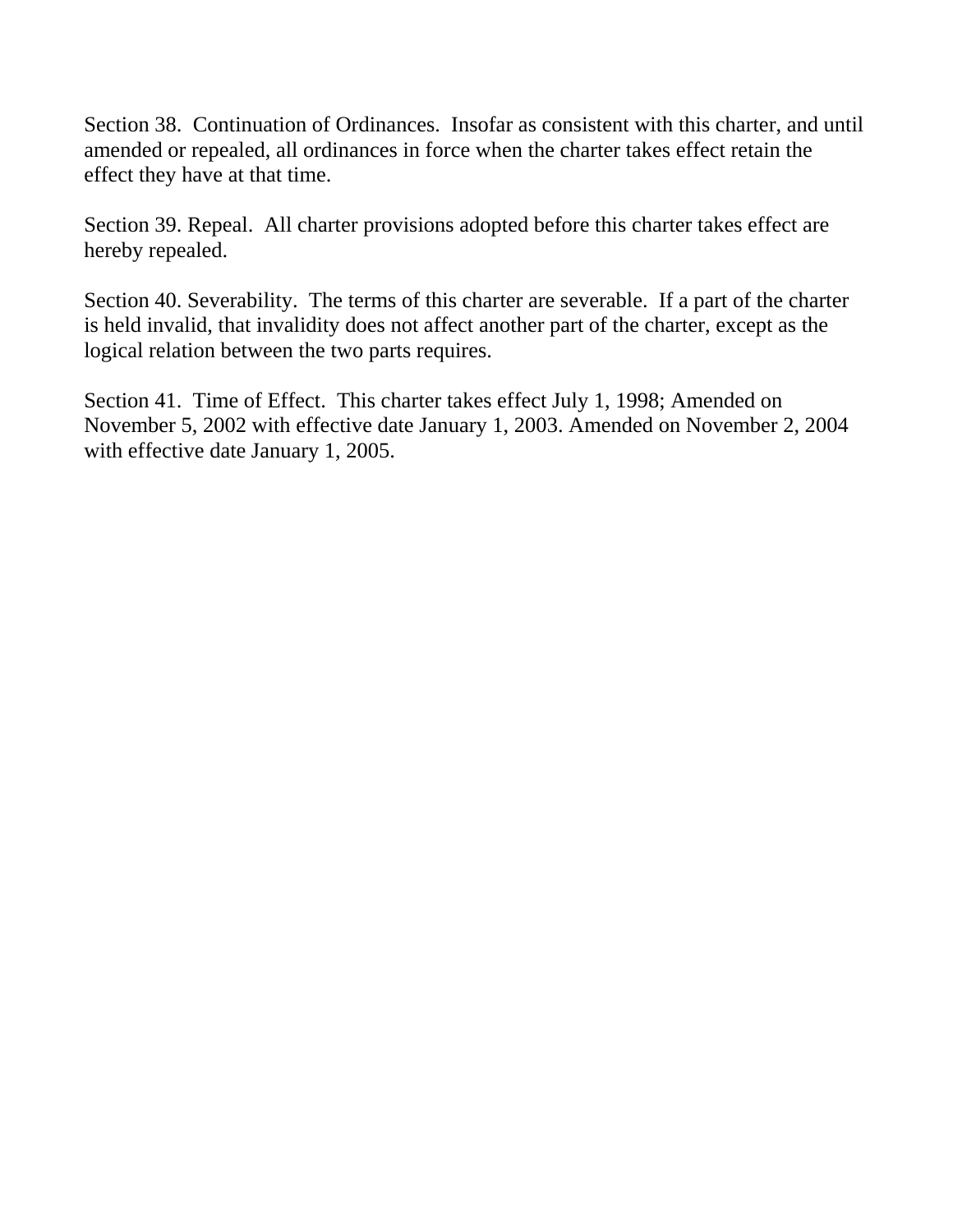Section 38. Continuation of Ordinances. Insofar as consistent with this charter, and until amended or repealed, all ordinances in force when the charter takes effect retain the effect they have at that time.

Section 39. Repeal. All charter provisions adopted before this charter takes effect are hereby repealed.

Section 40. Severability. The terms of this charter are severable. If a part of the charter is held invalid, that invalidity does not affect another part of the charter, except as the logical relation between the two parts requires.

Section 41. Time of Effect. This charter takes effect July 1, 1998; Amended on November 5, 2002 with effective date January 1, 2003. Amended on November 2, 2004 with effective date January 1, 2005.